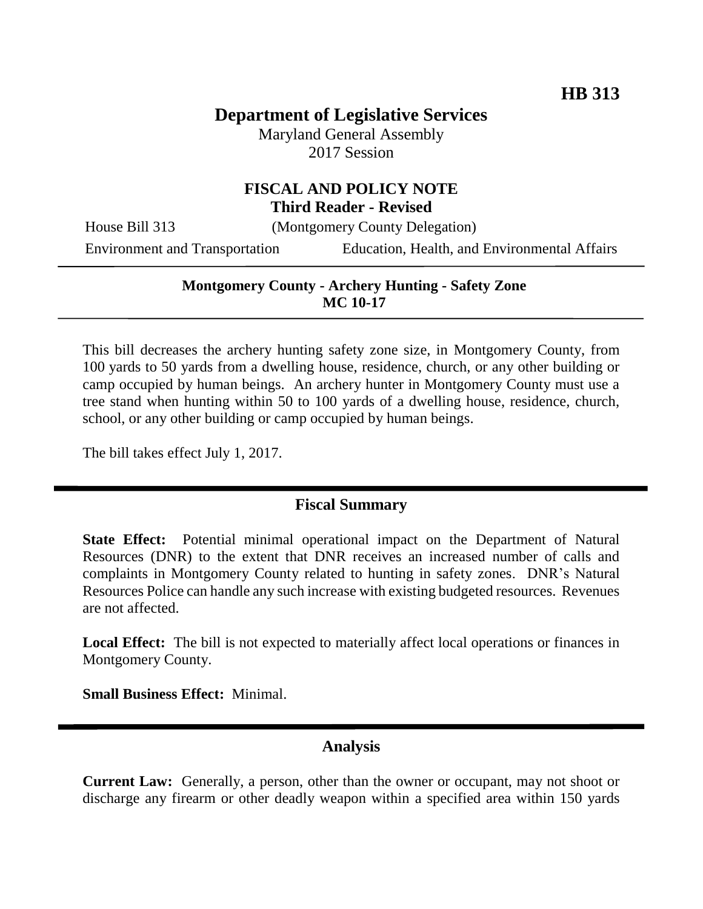**HB 313**

# Department of Legislative Services

Maryland General Assembly
2017 Session

## FISCAL AND POLICY NOTE
**Third Reader - Revised**

House Bill 313 (Montgomery County Delegation)
Environment and Transportation Education, Health, and Environmental Affairs

**Montgomery County - Archery Hunting - Safety Zone**
**MC 10-17**

This bill decreases the archery hunting safety zone size, in Montgomery County, from 100 yards to 50 yards from a dwelling house, residence, church, or any other building or camp occupied by human beings. An archery hunter in Montgomery County must use a tree stand when hunting within 50 to 100 yards of a dwelling house, residence, church, school, or any other building or camp occupied by human beings.

The bill takes effect July 1, 2017.

## Fiscal Summary

**State Effect:** Potential minimal operational impact on the Department of Natural Resources (DNR) to the extent that DNR receives an increased number of calls and complaints in Montgomery County related to hunting in safety zones. DNR's Natural Resources Police can handle any such increase with existing budgeted resources. Revenues are not affected.

**Local Effect:** The bill is not expected to materially affect local operations or finances in Montgomery County.

**Small Business Effect:** Minimal.

## Analysis

**Current Law:** Generally, a person, other than the owner or occupant, may not shoot or discharge any firearm or other deadly weapon within a specified area within 150 yards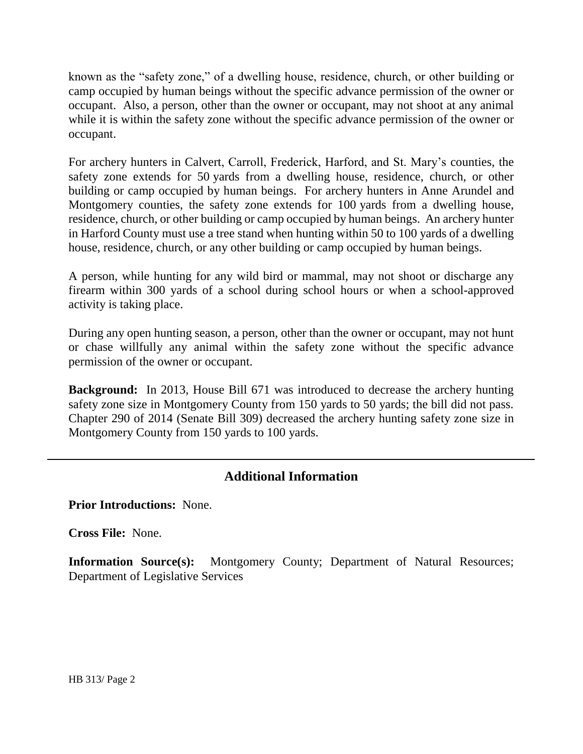known as the "safety zone," of a dwelling house, residence, church, or other building or camp occupied by human beings without the specific advance permission of the owner or occupant. Also, a person, other than the owner or occupant, may not shoot at any animal while it is within the safety zone without the specific advance permission of the owner or occupant.

For archery hunters in Calvert, Carroll, Frederick, Harford, and St. Mary's counties, the safety zone extends for 50 yards from a dwelling house, residence, church, or other building or camp occupied by human beings. For archery hunters in Anne Arundel and Montgomery counties, the safety zone extends for 100 yards from a dwelling house, residence, church, or other building or camp occupied by human beings. An archery hunter in Harford County must use a tree stand when hunting within 50 to 100 yards of a dwelling house, residence, church, or any other building or camp occupied by human beings.

A person, while hunting for any wild bird or mammal, may not shoot or discharge any firearm within 300 yards of a school during school hours or when a school-approved activity is taking place.

During any open hunting season, a person, other than the owner or occupant, may not hunt or chase willfully any animal within the safety zone without the specific advance permission of the owner or occupant.

**Background:** In 2013, House Bill 671 was introduced to decrease the archery hunting safety zone size in Montgomery County from 150 yards to 50 yards; the bill did not pass. Chapter 290 of 2014 (Senate Bill 309) decreased the archery hunting safety zone size in Montgomery County from 150 yards to 100 yards.

## Additional Information

**Prior Introductions:** None.

**Cross File:** None.

**Information Source(s):** Montgomery County; Department of Natural Resources; Department of Legislative Services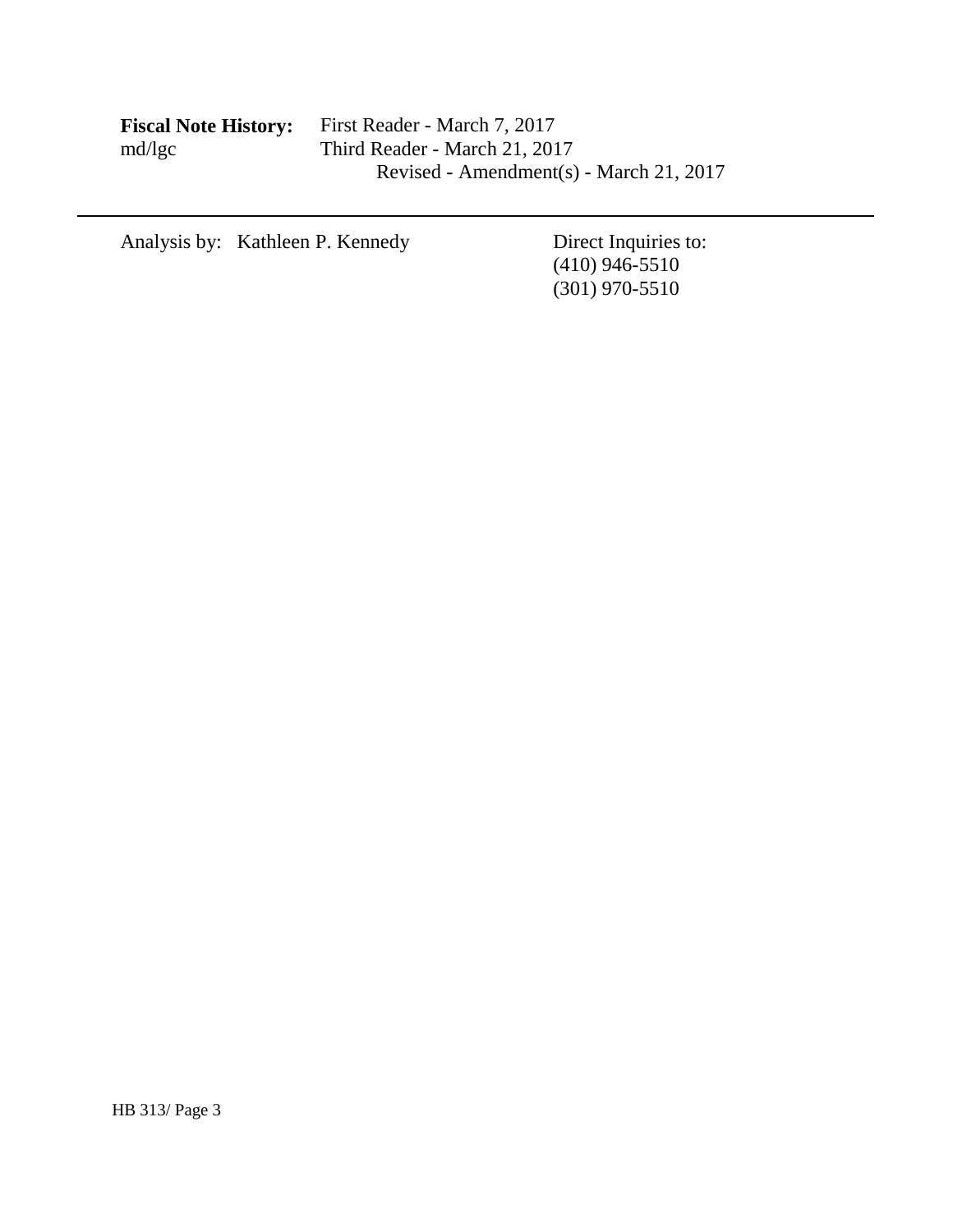**Fiscal Note History:** First Reader - March 7, 2017
md/lgc Third Reader - March 21, 2017
Revised - Amendment(s) - March 21, 2017

---

Analysis by: Kathleen P. Kennedy

Direct Inquiries to:
(410) 946-5510
(301) 970-5510